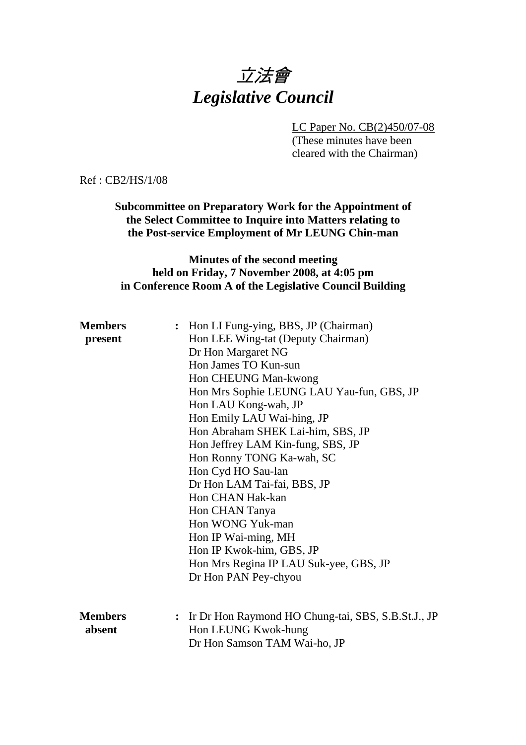# 立法會
# *Legislative Council*

LC Paper No. CB(2)450/07-08
(These minutes have been cleared with the Chairman)

Ref : CB2/HS/1/08

**Subcommittee on Preparatory Work for the Appointment of the Select Committee to Inquire into Matters relating to the Post-service Employment of Mr LEUNG Chin-man**

**Minutes of the second meeting held on Friday, 7 November 2008, at 4:05 pm in Conference Room A of the Legislative Council Building**

**Members present** :
Hon LI Fung-ying, BBS, JP (Chairman)
Hon LEE Wing-tat (Deputy Chairman)
Dr Hon Margaret NG
Hon James TO Kun-sun
Hon CHEUNG Man-kwong
Hon Mrs Sophie LEUNG LAU Yau-fun, GBS, JP
Hon LAU Kong-wah, JP
Hon Emily LAU Wai-hing, JP
Hon Abraham SHEK Lai-him, SBS, JP
Hon Jeffrey LAM Kin-fung, SBS, JP
Hon Ronny TONG Ka-wah, SC
Hon Cyd HO Sau-lan
Dr Hon LAM Tai-fai, BBS, JP
Hon CHAN Hak-kan
Hon CHAN Tanya
Hon WONG Yuk-man
Hon IP Wai-ming, MH
Hon IP Kwok-him, GBS, JP
Hon Mrs Regina IP LAU Suk-yee, GBS, JP
Dr Hon PAN Pey-chyou

**Members absent** :
Ir Dr Hon Raymond HO Chung-tai, SBS, S.B.St.J., JP
Hon LEUNG Kwok-hung
Dr Hon Samson TAM Wai-ho, JP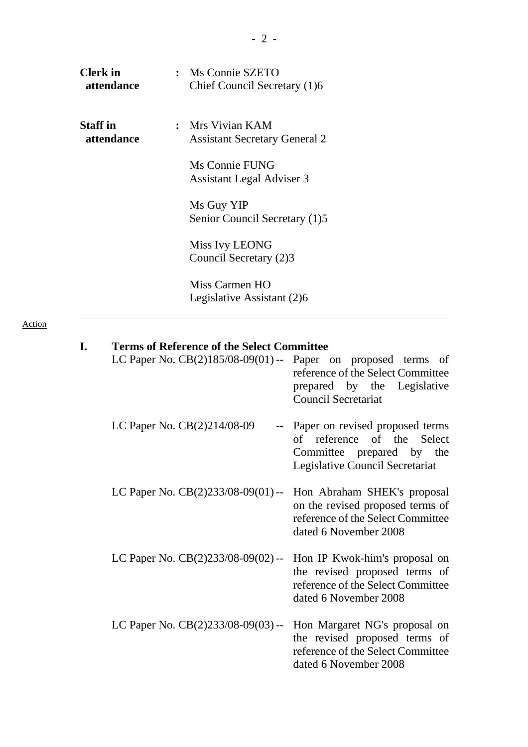**Clerk in attendance** : Ms Connie SZETO
Chief Council Secretary (1)6

**Staff in attendance** : Mrs Vivian KAM
Assistant Secretary General 2

Ms Connie FUNG
Assistant Legal Adviser 3

Ms Guy YIP
Senior Council Secretary (1)5

Miss Ivy LEONG
Council Secretary (2)3

Miss Carmen HO
Legislative Assistant (2)6

---

Action

## I. Terms of Reference of the Select Committee

LC Paper No. CB(2)185/08-09(01) -- Paper on proposed terms of reference of the Select Committee prepared by the Legislative Council Secretariat

LC Paper No. CB(2)214/08-09 -- Paper on revised proposed terms of reference of the Select Committee prepared by the Legislative Council Secretariat

LC Paper No. CB(2)233/08-09(01) -- Hon Abraham SHEK's proposal on the revised proposed terms of reference of the Select Committee dated 6 November 2008

LC Paper No. CB(2)233/08-09(02) -- Hon IP Kwok-him's proposal on the revised proposed terms of reference of the Select Committee dated 6 November 2008

LC Paper No. CB(2)233/08-09(03) -- Hon Margaret NG's proposal on the revised proposed terms of reference of the Select Committee dated 6 November 2008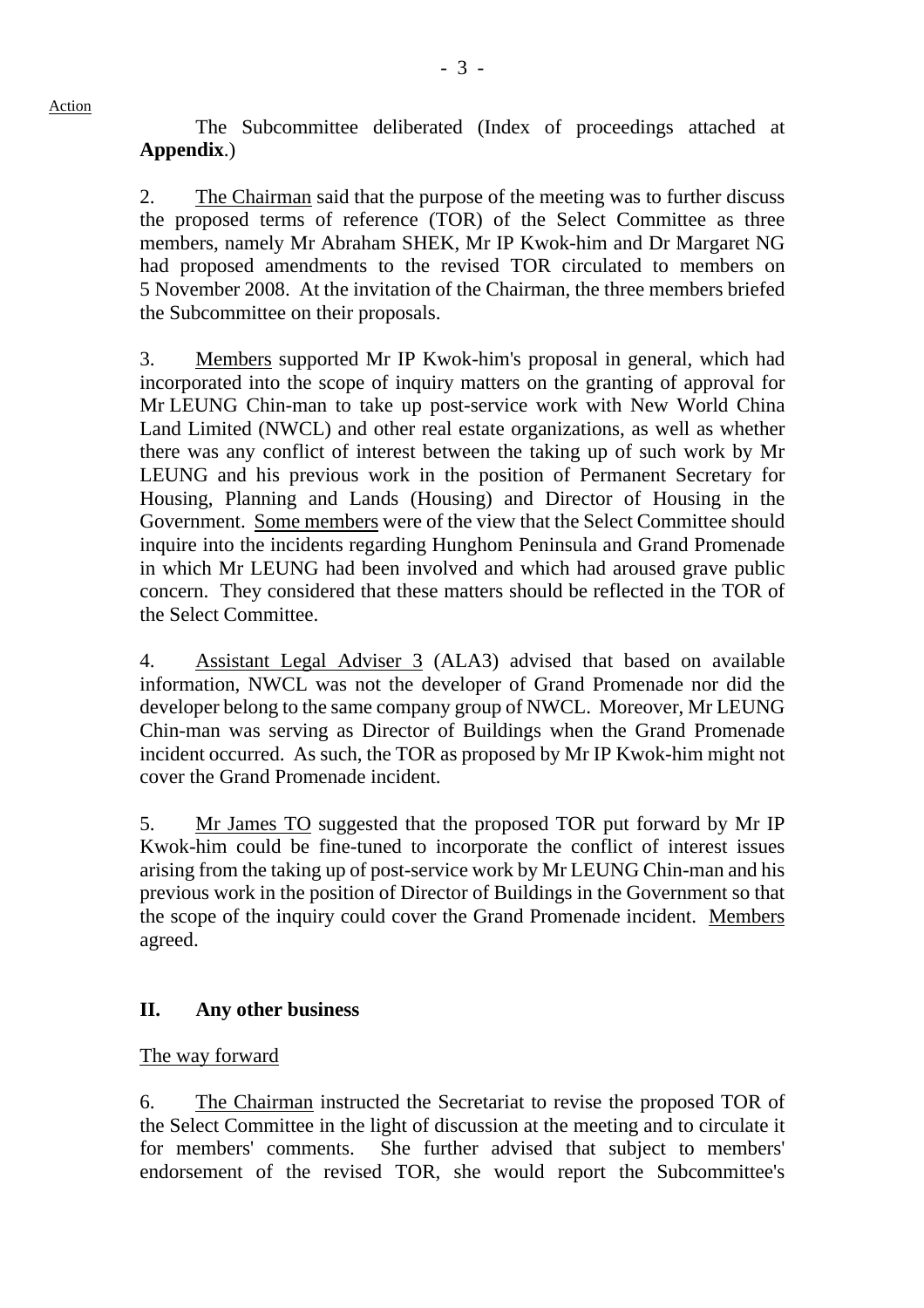Action

The Subcommittee deliberated (Index of proceedings attached at **Appendix**.)

2. The Chairman said that the purpose of the meeting was to further discuss the proposed terms of reference (TOR) of the Select Committee as three members, namely Mr Abraham SHEK, Mr IP Kwok-him and Dr Margaret NG had proposed amendments to the revised TOR circulated to members on 5 November 2008. At the invitation of the Chairman, the three members briefed the Subcommittee on their proposals.

3. Members supported Mr IP Kwok-him's proposal in general, which had incorporated into the scope of inquiry matters on the granting of approval for Mr LEUNG Chin-man to take up post-service work with New World China Land Limited (NWCL) and other real estate organizations, as well as whether there was any conflict of interest between the taking up of such work by Mr LEUNG and his previous work in the position of Permanent Secretary for Housing, Planning and Lands (Housing) and Director of Housing in the Government. Some members were of the view that the Select Committee should inquire into the incidents regarding Hunghom Peninsula and Grand Promenade in which Mr LEUNG had been involved and which had aroused grave public concern. They considered that these matters should be reflected in the TOR of the Select Committee.

4. Assistant Legal Adviser 3 (ALA3) advised that based on available information, NWCL was not the developer of Grand Promenade nor did the developer belong to the same company group of NWCL. Moreover, Mr LEUNG Chin-man was serving as Director of Buildings when the Grand Promenade incident occurred. As such, the TOR as proposed by Mr IP Kwok-him might not cover the Grand Promenade incident.

5. Mr James TO suggested that the proposed TOR put forward by Mr IP Kwok-him could be fine-tuned to incorporate the conflict of interest issues arising from the taking up of post-service work by Mr LEUNG Chin-man and his previous work in the position of Director of Buildings in the Government so that the scope of the inquiry could cover the Grand Promenade incident. Members agreed.

## II. Any other business

The way forward

6. The Chairman instructed the Secretariat to revise the proposed TOR of the Select Committee in the light of discussion at the meeting and to circulate it for members' comments. She further advised that subject to members' endorsement of the revised TOR, she would report the Subcommittee's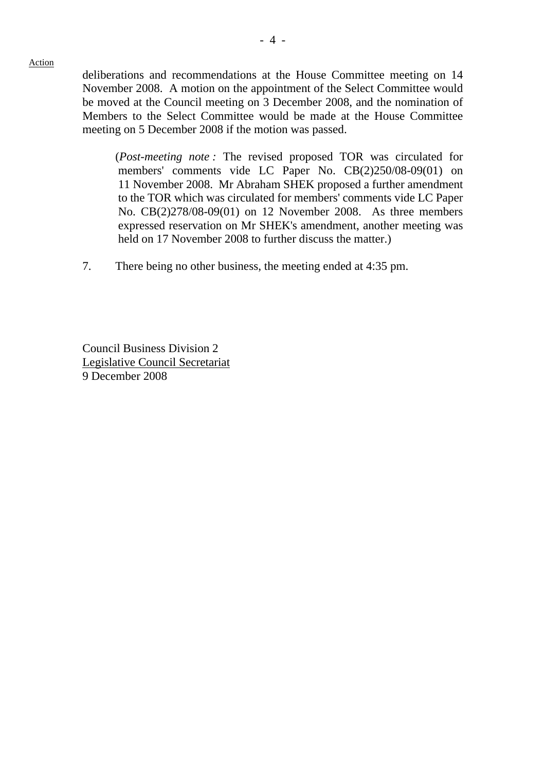Action

deliberations and recommendations at the House Committee meeting on 14 November 2008. A motion on the appointment of the Select Committee would be moved at the Council meeting on 3 December 2008, and the nomination of Members to the Select Committee would be made at the House Committee meeting on 5 December 2008 if the motion was passed.

> (*Post-meeting note :* The revised proposed TOR was circulated for members' comments vide LC Paper No. CB(2)250/08-09(01) on 11 November 2008. Mr Abraham SHEK proposed a further amendment to the TOR which was circulated for members' comments vide LC Paper No. CB(2)278/08-09(01) on 12 November 2008. As three members expressed reservation on Mr SHEK's amendment, another meeting was held on 17 November 2008 to further discuss the matter.)

7. There being no other business, the meeting ended at 4:35 pm.

Council Business Division 2
Legislative Council Secretariat
9 December 2008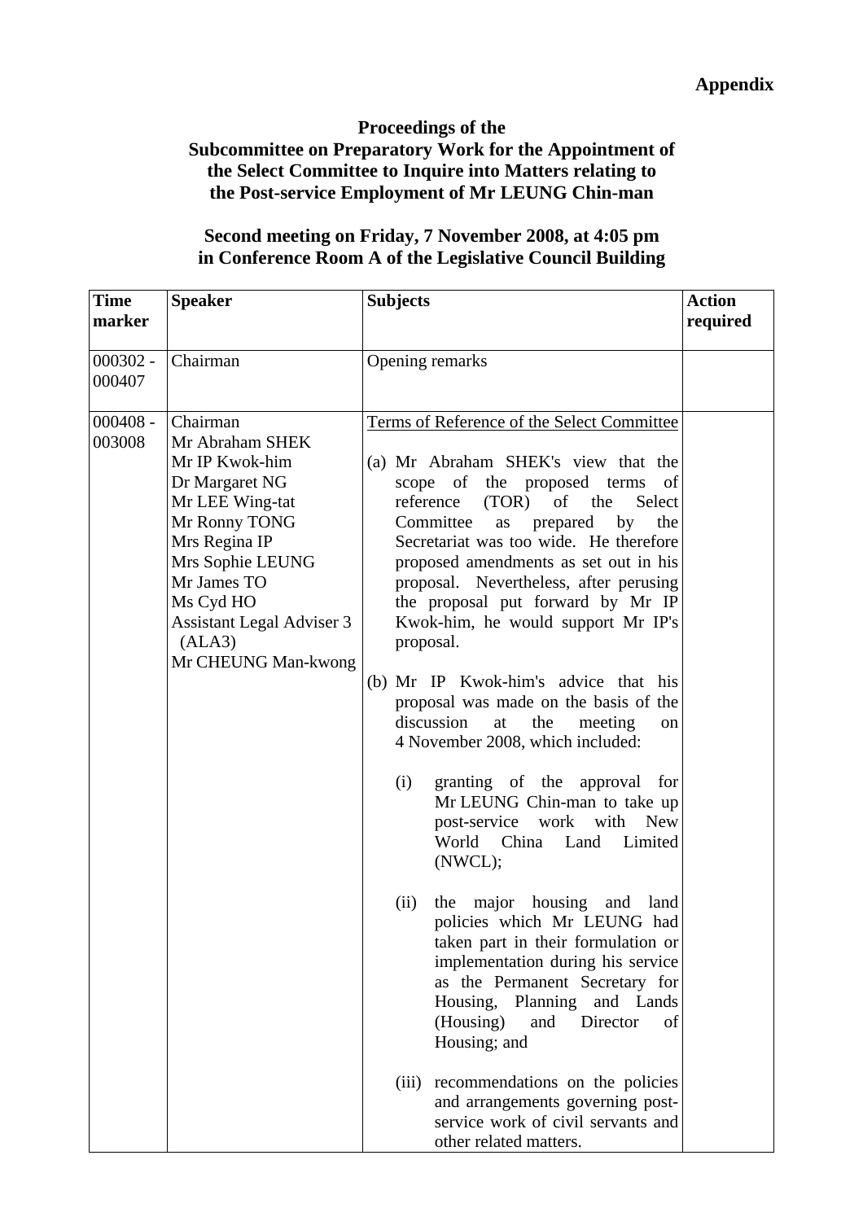**Appendix**

**Proceedings of the Subcommittee on Preparatory Work for the Appointment of the Select Committee to Inquire into Matters relating to the Post-service Employment of Mr LEUNG Chin-man**

**Second meeting on Friday, 7 November 2008, at 4:05 pm in Conference Room A of the Legislative Council Building**

| Time marker | Speaker | Subjects | Action required |
|---|---|---|---|
| 000302 - 000407 | Chairman | Opening remarks | |
| 000408 - 003008 | Chairman<br>Mr Abraham SHEK<br>Mr IP Kwok-him<br>Dr Margaret NG<br>Mr LEE Wing-tat<br>Mr Ronny TONG<br>Mrs Regina IP<br>Mrs Sophie LEUNG<br>Mr James TO<br>Ms Cyd HO<br>Assistant Legal Adviser 3 (ALA3)<br>Mr CHEUNG Man-kwong | Terms of Reference of the Select Committee<br><br>(a) Mr Abraham SHEK's view that the scope of the proposed terms of reference (TOR) of the Select Committee as prepared by the Secretariat was too wide. He therefore proposed amendments as set out in his proposal. Nevertheless, after perusing the proposal put forward by Mr IP Kwok-him, he would support Mr IP's proposal.<br><br>(b) Mr IP Kwok-him's advice that his proposal was made on the basis of the discussion at the meeting on 4 November 2008, which included:<br><br>(i) granting of the approval for Mr LEUNG Chin-man to take up post-service work with New World China Land Limited (NWCL);<br><br>(ii) the major housing and land policies which Mr LEUNG had taken part in their formulation or implementation during his service as the Permanent Secretary for Housing, Planning and Lands (Housing) and Director of Housing; and<br><br>(iii) recommendations on the policies and arrangements governing post-service work of civil servants and other related matters. | |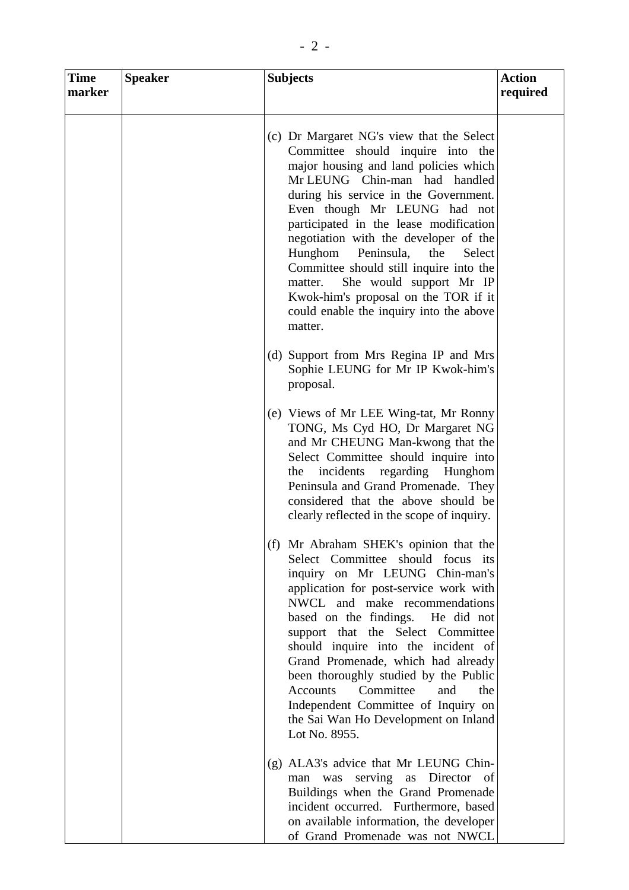| Time marker | Speaker | Subjects | Action required |
|---|---|---|---|
| | | (c) Dr Margaret NG's view that the Select Committee should inquire into the major housing and land policies which Mr LEUNG Chin-man had handled during his service in the Government. Even though Mr LEUNG had not participated in the lease modification negotiation with the developer of the Hunghom Peninsula, the Select Committee should still inquire into the matter. She would support Mr IP Kwok-him's proposal on the TOR if it could enable the inquiry into the above matter.<br><br>(d) Support from Mrs Regina IP and Mrs Sophie LEUNG for Mr IP Kwok-him's proposal.<br><br>(e) Views of Mr LEE Wing-tat, Mr Ronny TONG, Ms Cyd HO, Dr Margaret NG and Mr CHEUNG Man-kwong that the Select Committee should inquire into the incidents regarding Hunghom Peninsula and Grand Promenade. They considered that the above should be clearly reflected in the scope of inquiry.<br><br>(f) Mr Abraham SHEK's opinion that the Select Committee should focus its inquiry on Mr LEUNG Chin-man's application for post-service work with NWCL and make recommendations based on the findings. He did not support that the Select Committee should inquire into the incident of Grand Promenade, which had already been thoroughly studied by the Public Accounts Committee and the Independent Committee of Inquiry on the Sai Wan Ho Development on Inland Lot No. 8955.<br><br>(g) ALA3's advice that Mr LEUNG Chin-man was serving as Director of Buildings when the Grand Promenade incident occurred. Furthermore, based on available information, the developer of Grand Promenade was not NWCL | |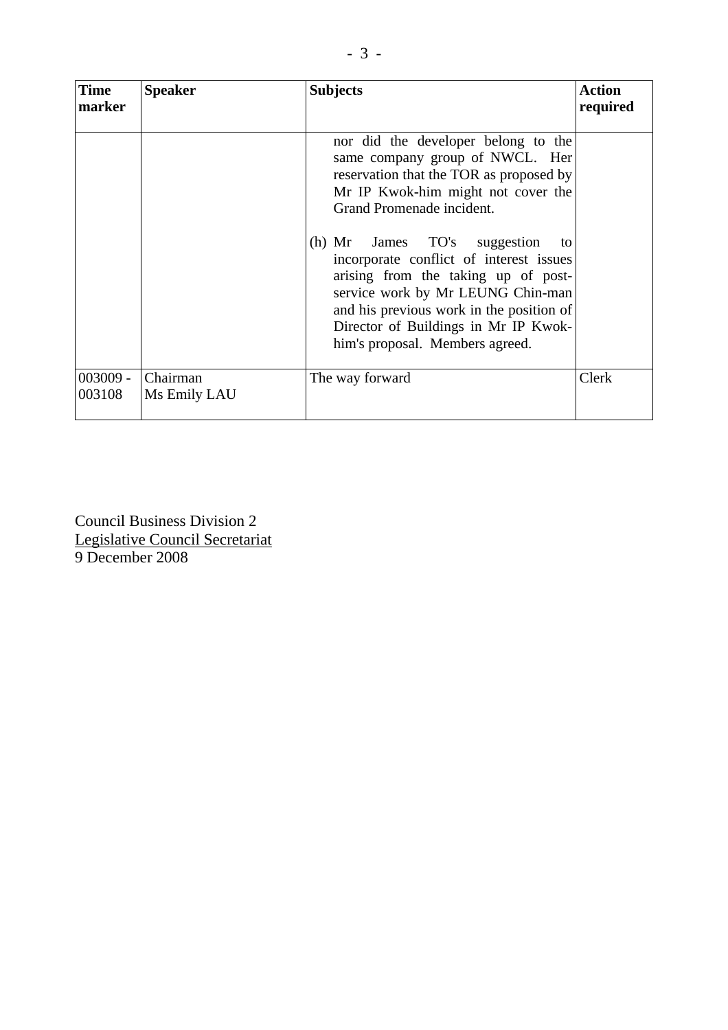| Time marker | Speaker | Subjects | Action required |
|---|---|---|---|
| | | nor did the developer belong to the same company group of NWCL. Her reservation that the TOR as proposed by Mr IP Kwok-him might not cover the Grand Promenade incident.<br><br>(h) Mr James TO's suggestion to incorporate conflict of interest issues arising from the taking up of post-service work by Mr LEUNG Chin-man and his previous work in the position of Director of Buildings in Mr IP Kwok-him's proposal. Members agreed. | |
| 003009 - 003108 | Chairman<br>Ms Emily LAU | The way forward | Clerk |

Council Business Division 2
Legislative Council Secretariat
9 December 2008